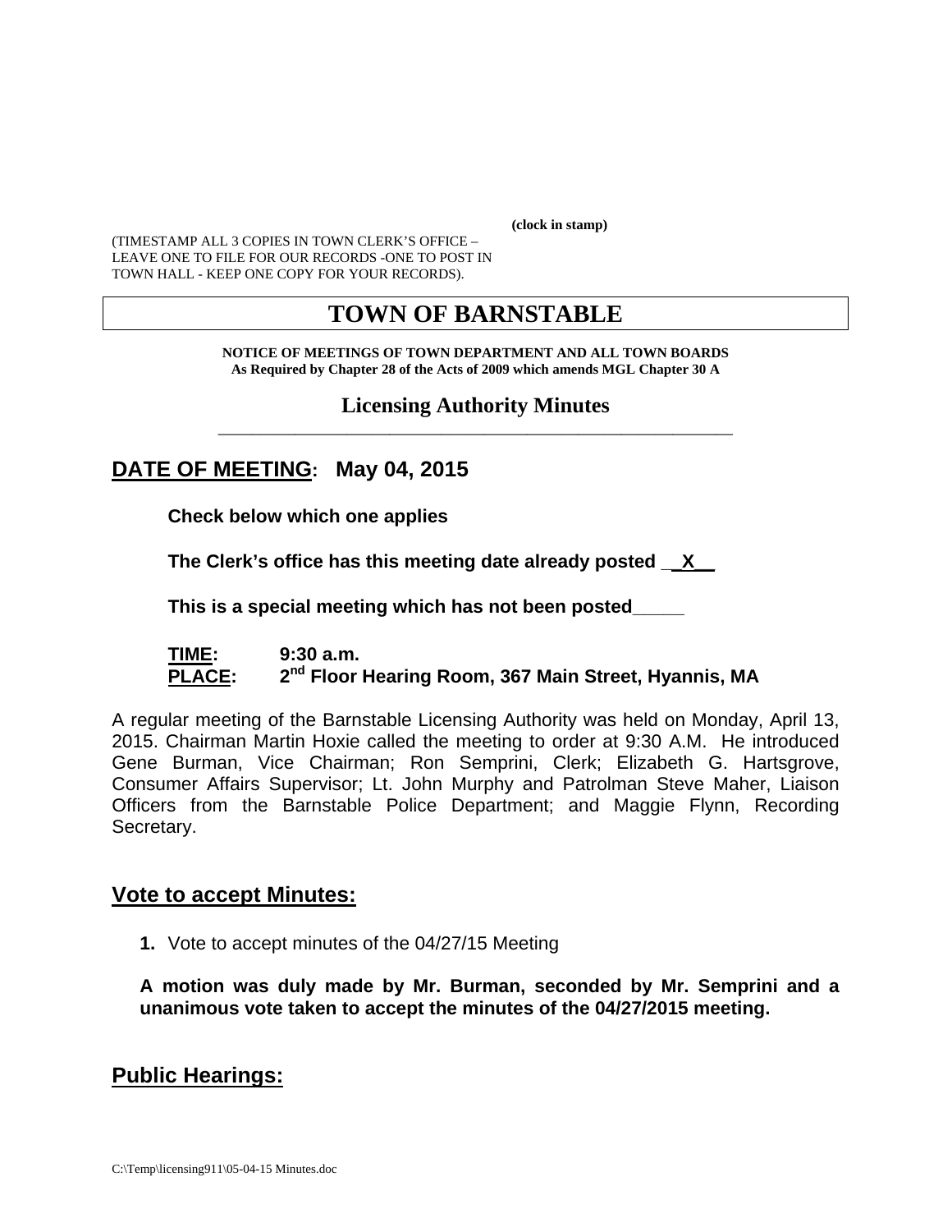**(clock in stamp)**

(TIMESTAMP ALL 3 COPIES IN TOWN CLERK'S OFFICE – LEAVE ONE TO FILE FOR OUR RECORDS -ONE TO POST IN TOWN HALL - KEEP ONE COPY FOR YOUR RECORDS).

# TOWN OF BARNSTABLE

**NOTICE OF MEETINGS OF TOWN DEPARTMENT AND ALL TOWN BOARDS**
**As Required by Chapter 28 of the Acts of 2009 which amends MGL Chapter 30 A**

## Licensing Authority Minutes

## DATE OF MEETING: May 04, 2015

**Check below which one applies**

**The Clerk's office has this meeting date already posted __X__**

**This is a special meeting which has not been posted_____**

**TIME:** **9:30 a.m.**
**PLACE:** **2nd Floor Hearing Room, 367 Main Street, Hyannis, MA**

A regular meeting of the Barnstable Licensing Authority was held on Monday, April 13, 2015. Chairman Martin Hoxie called the meeting to order at 9:30 A.M. He introduced Gene Burman, Vice Chairman; Ron Semprini, Clerk; Elizabeth G. Hartsgrove, Consumer Affairs Supervisor; Lt. John Murphy and Patrolman Steve Maher, Liaison Officers from the Barnstable Police Department; and Maggie Flynn, Recording Secretary.

## Vote to accept Minutes:

1. Vote to accept minutes of the 04/27/15 Meeting

**A motion was duly made by Mr. Burman, seconded by Mr. Semprini and a unanimous vote taken to accept the minutes of the 04/27/2015 meeting.**

## Public Hearings:

C:\Temp\licensing911\05-04-15 Minutes.doc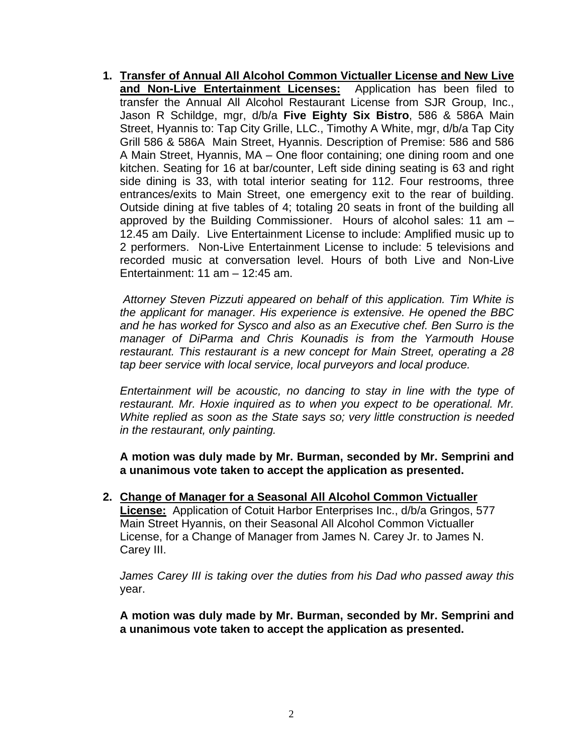1. **Transfer of Annual All Alcohol Common Victualler License and New Live and Non-Live Entertainment Licenses:** Application has been filed to transfer the Annual All Alcohol Restaurant License from SJR Group, Inc., Jason R Schildge, mgr, d/b/a **Five Eighty Six Bistro**, 586 & 586A Main Street, Hyannis to: Tap City Grille, LLC., Timothy A White, mgr, d/b/a Tap City Grill 586 & 586A Main Street, Hyannis. Description of Premise: 586 and 586 A Main Street, Hyannis, MA – One floor containing; one dining room and one kitchen. Seating for 16 at bar/counter, Left side dining seating is 63 and right side dining is 33, with total interior seating for 112. Four restrooms, three entrances/exits to Main Street, one emergency exit to the rear of building. Outside dining at five tables of 4; totaling 20 seats in front of the building all approved by the Building Commissioner. Hours of alcohol sales: 11 am – 12.45 am Daily. Live Entertainment License to include: Amplified music up to 2 performers. Non-Live Entertainment License to include: 5 televisions and recorded music at conversation level. Hours of both Live and Non-Live Entertainment: 11 am – 12:45 am.

   *Attorney Steven Pizzuti appeared on behalf of this application. Tim White is the applicant for manager. His experience is extensive. He opened the BBC and he has worked for Sysco and also as an Executive chef. Ben Surro is the manager of DiParma and Chris Kounadis is from the Yarmouth House restaurant. This restaurant is a new concept for Main Street, operating a 28 tap beer service with local service, local purveyors and local produce.*

   *Entertainment will be acoustic, no dancing to stay in line with the type of restaurant. Mr. Hoxie inquired as to when you expect to be operational. Mr. White replied as soon as the State says so; very little construction is needed in the restaurant, only painting.*

   **A motion was duly made by Mr. Burman, seconded by Mr. Semprini and a unanimous vote taken to accept the application as presented.**

2. **Change of Manager for a Seasonal All Alcohol Common Victualler License:** Application of Cotuit Harbor Enterprises Inc., d/b/a Gringos, 577 Main Street Hyannis, on their Seasonal All Alcohol Common Victualler License, for a Change of Manager from James N. Carey Jr. to James N. Carey III.

   *James Carey III is taking over the duties from his Dad who passed away this* year.

   **A motion was duly made by Mr. Burman, seconded by Mr. Semprini and a unanimous vote taken to accept the application as presented.**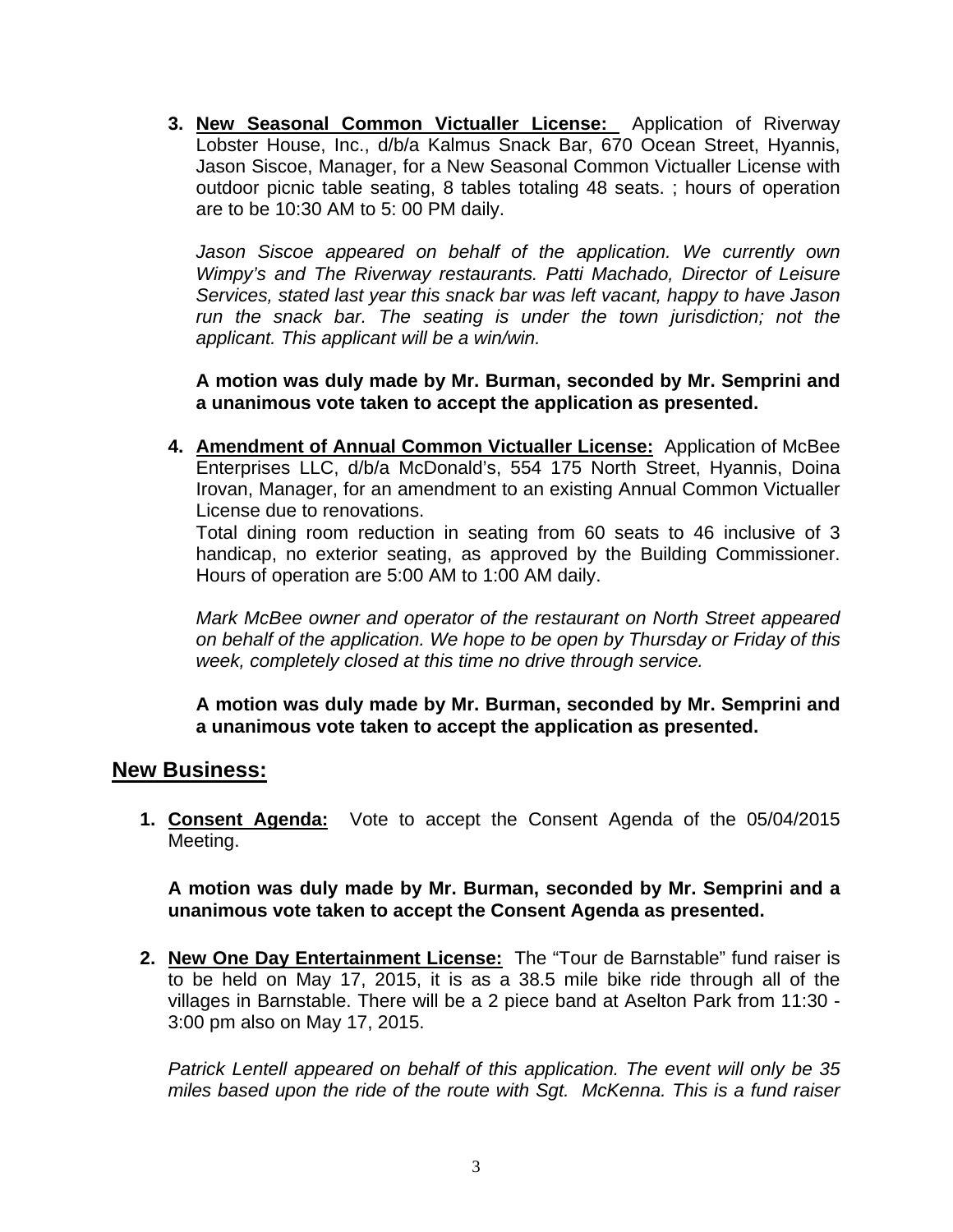3. **New Seasonal Common Victualler License:** Application of Riverway Lobster House, Inc., d/b/a Kalmus Snack Bar, 670 Ocean Street, Hyannis, Jason Siscoe, Manager, for a New Seasonal Common Victualler License with outdoor picnic table seating, 8 tables totaling 48 seats. ; hours of operation are to be 10:30 AM to 5: 00 PM daily.

   *Jason Siscoe appeared on behalf of the application. We currently own Wimpy's and The Riverway restaurants. Patti Machado, Director of Leisure Services, stated last year this snack bar was left vacant, happy to have Jason run the snack bar. The seating is under the town jurisdiction; not the applicant. This applicant will be a win/win.*

   **A motion was duly made by Mr. Burman, seconded by Mr. Semprini and a unanimous vote taken to accept the application as presented.**

4. **Amendment of Annual Common Victualler License:** Application of McBee Enterprises LLC, d/b/a McDonald's, 554 175 North Street, Hyannis, Doina Irovan, Manager, for an amendment to an existing Annual Common Victualler License due to renovations.
   Total dining room reduction in seating from 60 seats to 46 inclusive of 3 handicap, no exterior seating, as approved by the Building Commissioner. Hours of operation are 5:00 AM to 1:00 AM daily.

   *Mark McBee owner and operator of the restaurant on North Street appeared on behalf of the application. We hope to be open by Thursday or Friday of this week, completely closed at this time no drive through service.*

   **A motion was duly made by Mr. Burman, seconded by Mr. Semprini and a unanimous vote taken to accept the application as presented.**

## New Business:

1. **Consent Agenda:** Vote to accept the Consent Agenda of the 05/04/2015 Meeting.

   **A motion was duly made by Mr. Burman, seconded by Mr. Semprini and a unanimous vote taken to accept the Consent Agenda as presented.**

2. **New One Day Entertainment License:** The "Tour de Barnstable" fund raiser is to be held on May 17, 2015, it is as a 38.5 mile bike ride through all of the villages in Barnstable. There will be a 2 piece band at Aselton Park from 11:30 - 3:00 pm also on May 17, 2015.

   *Patrick Lentell appeared on behalf of this application. The event will only be 35 miles based upon the ride of the route with Sgt. McKenna. This is a fund raiser*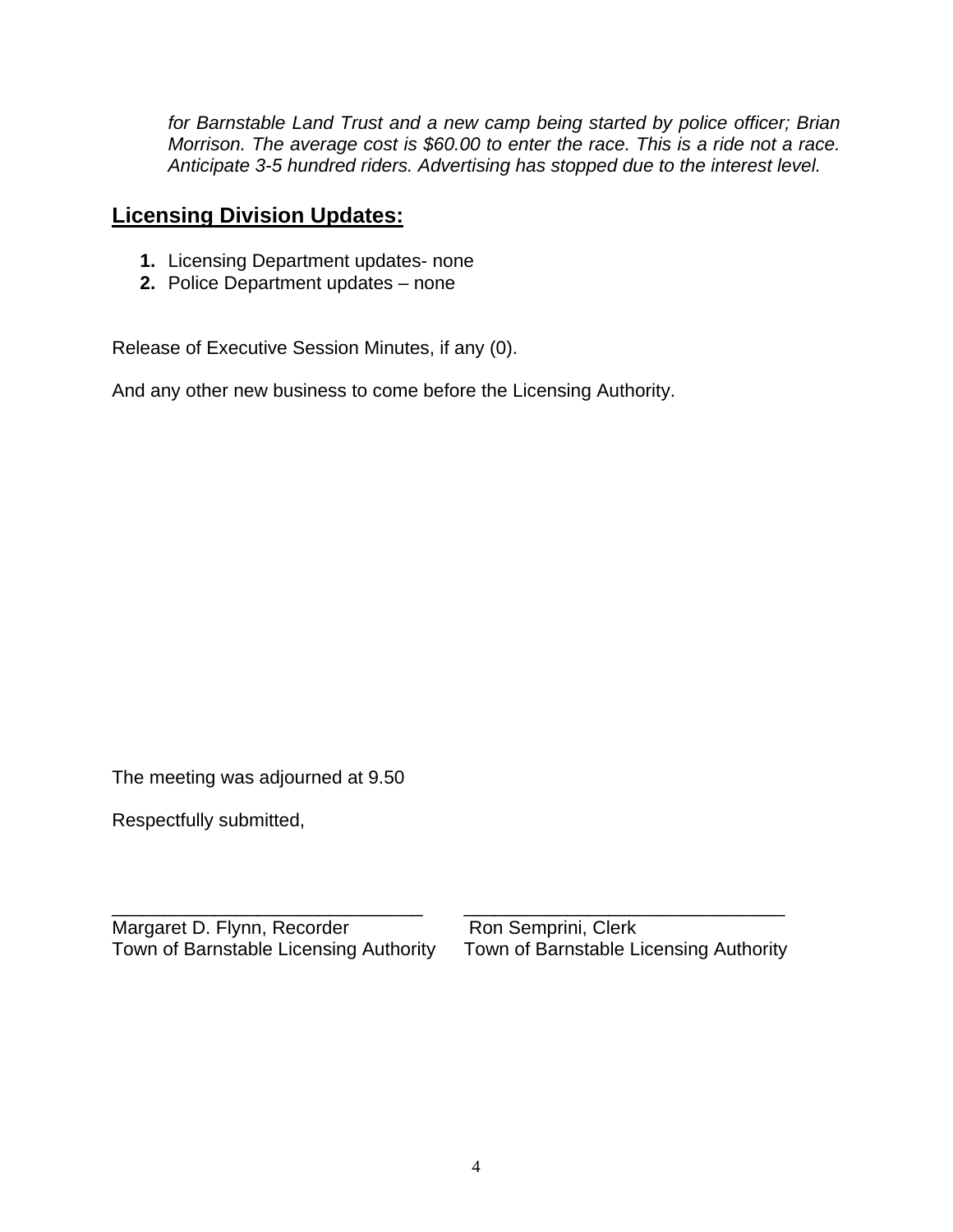*for Barnstable Land Trust and a new camp being started by police officer; Brian Morrison. The average cost is $60.00 to enter the race. This is a ride not a race. Anticipate 3-5 hundred riders. Advertising has stopped due to the interest level.*

## **Licensing Division Updates:**

1. Licensing Department updates- none
2. Police Department updates – none

Release of Executive Session Minutes, if any (0).

And any other new business to come before the Licensing Authority.

The meeting was adjourned at 9.50

Respectfully submitted,

| ______________________________ | ______________________________ |
|---|---|
| Margaret D. Flynn, Recorder | Ron Semprini, Clerk |
| Town of Barnstable Licensing Authority | Town of Barnstable Licensing Authority |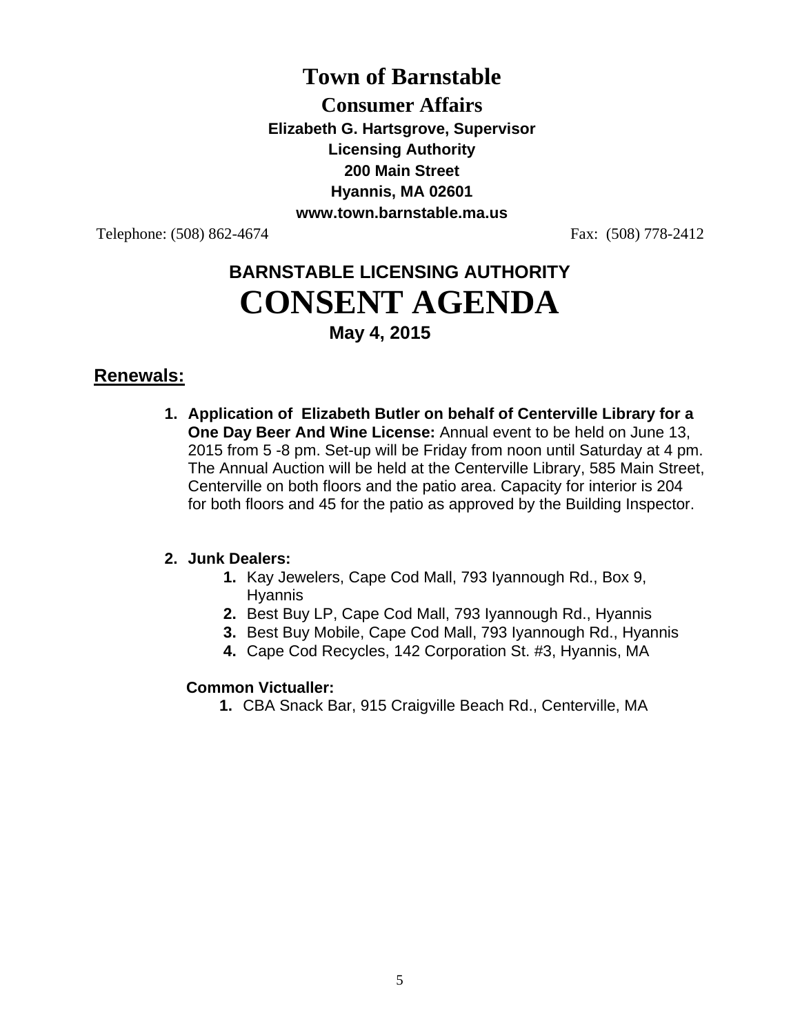# Town of Barnstable

## Consumer Affairs

**Elizabeth G. Hartsgrove, Supervisor**
**Licensing Authority**
**200 Main Street**
**Hyannis, MA 02601**
**www.town.barnstable.ma.us**

Telephone: (508) 862-4674 Fax: (508) 778-2412

## BARNSTABLE LICENSING AUTHORITY

# CONSENT AGENDA

**May 4, 2015**

## Renewals:

1. **Application of Elizabeth Butler on behalf of Centerville Library for a One Day Beer And Wine License:** Annual event to be held on June 13, 2015 from 5 -8 pm. Set-up will be Friday from noon until Saturday at 4 pm. The Annual Auction will be held at the Centerville Library, 585 Main Street, Centerville on both floors and the patio area. Capacity for interior is 204 for both floors and 45 for the patio as approved by the Building Inspector.

2. **Junk Dealers:**
    1. Kay Jewelers, Cape Cod Mall, 793 Iyannough Rd., Box 9, Hyannis
    2. Best Buy LP, Cape Cod Mall, 793 Iyannough Rd., Hyannis
    3. Best Buy Mobile, Cape Cod Mall, 793 Iyannough Rd., Hyannis
    4. Cape Cod Recycles, 142 Corporation St. #3, Hyannis, MA

   **Common Victualler:**
    1. CBA Snack Bar, 915 Craigville Beach Rd., Centerville, MA